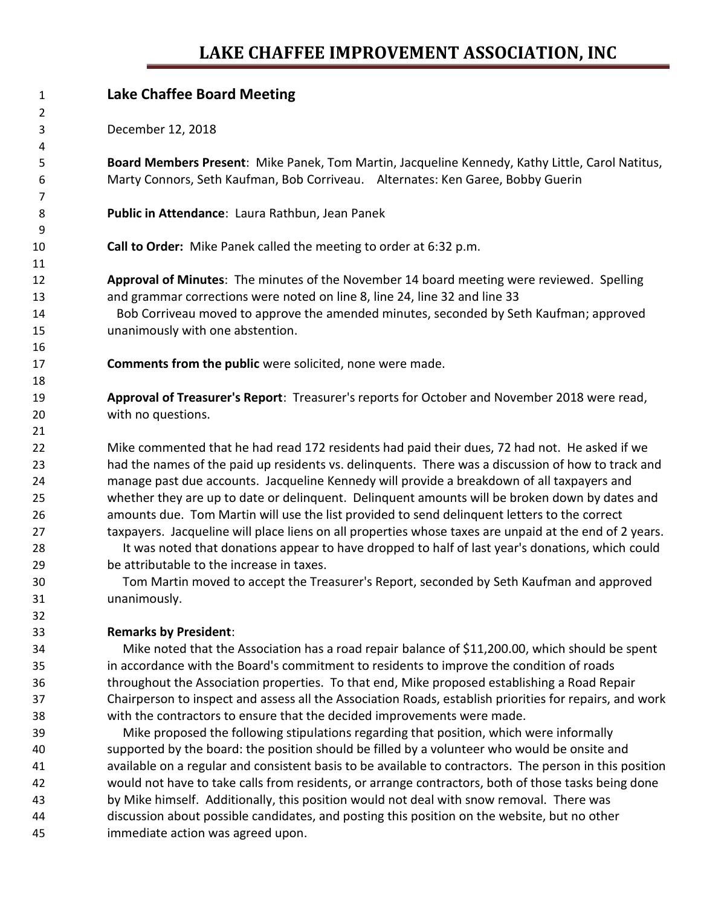# LAKE CHAFFEE IMPROVEMENT ASSOCIATION, INC

## Lake Chaffee Board Meeting

December 12, 2018

**Board Members Present**: Mike Panek, Tom Martin, Jacqueline Kennedy, Kathy Little, Carol Natitus, Marty Connors, Seth Kaufman, Bob Corriveau. Alternates: Ken Garee, Bobby Guerin

**Public in Attendance**: Laura Rathbun, Jean Panek

**Call to Order:** Mike Panek called the meeting to order at 6:32 p.m.

**Approval of Minutes**: The minutes of the November 14 board meeting were reviewed. Spelling and grammar corrections were noted on line 8, line 24, line 32 and line 33

Bob Corriveau moved to approve the amended minutes, seconded by Seth Kaufman; approved unanimously with one abstention.

**Comments from the public** were solicited, none were made.

**Approval of Treasurer's Report**: Treasurer's reports for October and November 2018 were read, with no questions.

Mike commented that he had read 172 residents had paid their dues, 72 had not. He asked if we had the names of the paid up residents vs. delinquents. There was a discussion of how to track and manage past due accounts. Jacqueline Kennedy will provide a breakdown of all taxpayers and whether they are up to date or delinquent. Delinquent amounts will be broken down by dates and amounts due. Tom Martin will use the list provided to send delinquent letters to the correct taxpayers. Jacqueline will place liens on all properties whose taxes are unpaid at the end of 2 years.

It was noted that donations appear to have dropped to half of last year's donations, which could be attributable to the increase in taxes.

Tom Martin moved to accept the Treasurer's Report, seconded by Seth Kaufman and approved unanimously.

**Remarks by President**:

Mike noted that the Association has a road repair balance of $11,200.00, which should be spent in accordance with the Board's commitment to residents to improve the condition of roads throughout the Association properties. To that end, Mike proposed establishing a Road Repair Chairperson to inspect and assess all the Association Roads, establish priorities for repairs, and work with the contractors to ensure that the decided improvements were made.

Mike proposed the following stipulations regarding that position, which were informally supported by the board: the position should be filled by a volunteer who would be onsite and available on a regular and consistent basis to be available to contractors. The person in this position would not have to take calls from residents, or arrange contractors, both of those tasks being done by Mike himself. Additionally, this position would not deal with snow removal. There was discussion about possible candidates, and posting this position on the website, but no other immediate action was agreed upon.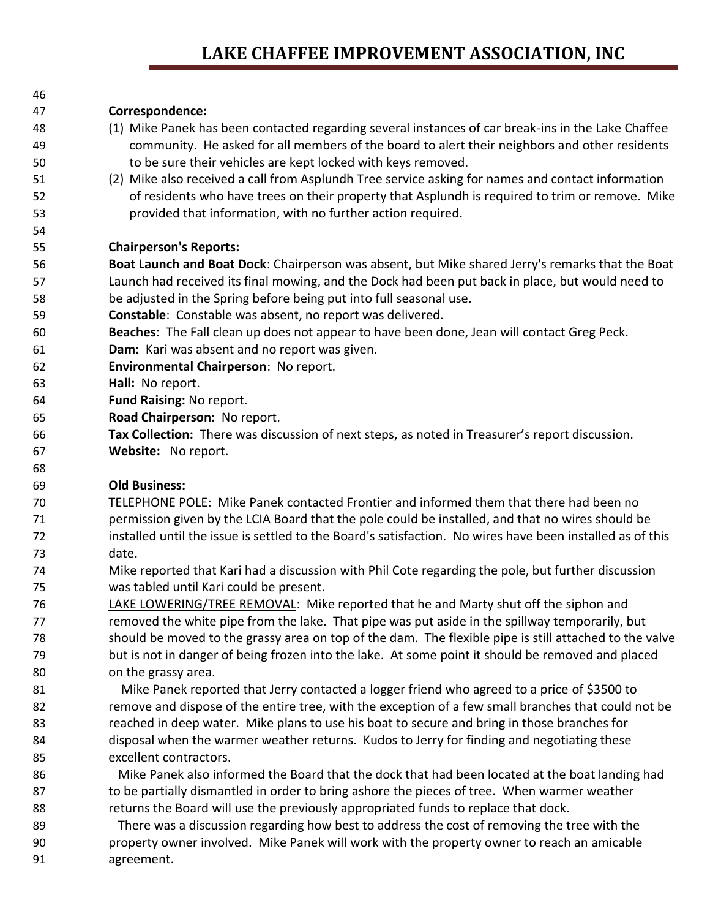**Correspondence:**

(1) Mike Panek has been contacted regarding several instances of car break-ins in the Lake Chaffee community. He asked for all members of the board to alert their neighbors and other residents to be sure their vehicles are kept locked with keys removed.

(2) Mike also received a call from Asplundh Tree service asking for names and contact information of residents who have trees on their property that Asplundh is required to trim or remove. Mike provided that information, with no further action required.

**Chairperson's Reports:**

**Boat Launch and Boat Dock**: Chairperson was absent, but Mike shared Jerry's remarks that the Boat Launch had received its final mowing, and the Dock had been put back in place, but would need to be adjusted in the Spring before being put into full seasonal use.

**Constable**: Constable was absent, no report was delivered.

**Beaches**: The Fall clean up does not appear to have been done, Jean will contact Greg Peck.

**Dam:** Kari was absent and no report was given.

**Environmental Chairperson**: No report.

**Hall:** No report.

**Fund Raising:** No report.

**Road Chairperson:** No report.

**Tax Collection:** There was discussion of next steps, as noted in Treasurer's report discussion.

**Website:** No report.

**Old Business:**

<u>TELEPHONE POLE</u>: Mike Panek contacted Frontier and informed them that there had been no permission given by the LCIA Board that the pole could be installed, and that no wires should be installed until the issue is settled to the Board's satisfaction. No wires have been installed as of this date.

Mike reported that Kari had a discussion with Phil Cote regarding the pole, but further discussion was tabled until Kari could be present.

<u>LAKE LOWERING/TREE REMOVAL</u>: Mike reported that he and Marty shut off the siphon and removed the white pipe from the lake. That pipe was put aside in the spillway temporarily, but should be moved to the grassy area on top of the dam. The flexible pipe is still attached to the valve but is not in danger of being frozen into the lake. At some point it should be removed and placed on the grassy area.

Mike Panek reported that Jerry contacted a logger friend who agreed to a price of $3500 to remove and dispose of the entire tree, with the exception of a few small branches that could not be reached in deep water. Mike plans to use his boat to secure and bring in those branches for disposal when the warmer weather returns. Kudos to Jerry for finding and negotiating these excellent contractors.

Mike Panek also informed the Board that the dock that had been located at the boat landing had to be partially dismantled in order to bring ashore the pieces of tree. When warmer weather returns the Board will use the previously appropriated funds to replace that dock.

There was a discussion regarding how best to address the cost of removing the tree with the property owner involved. Mike Panek will work with the property owner to reach an amicable agreement.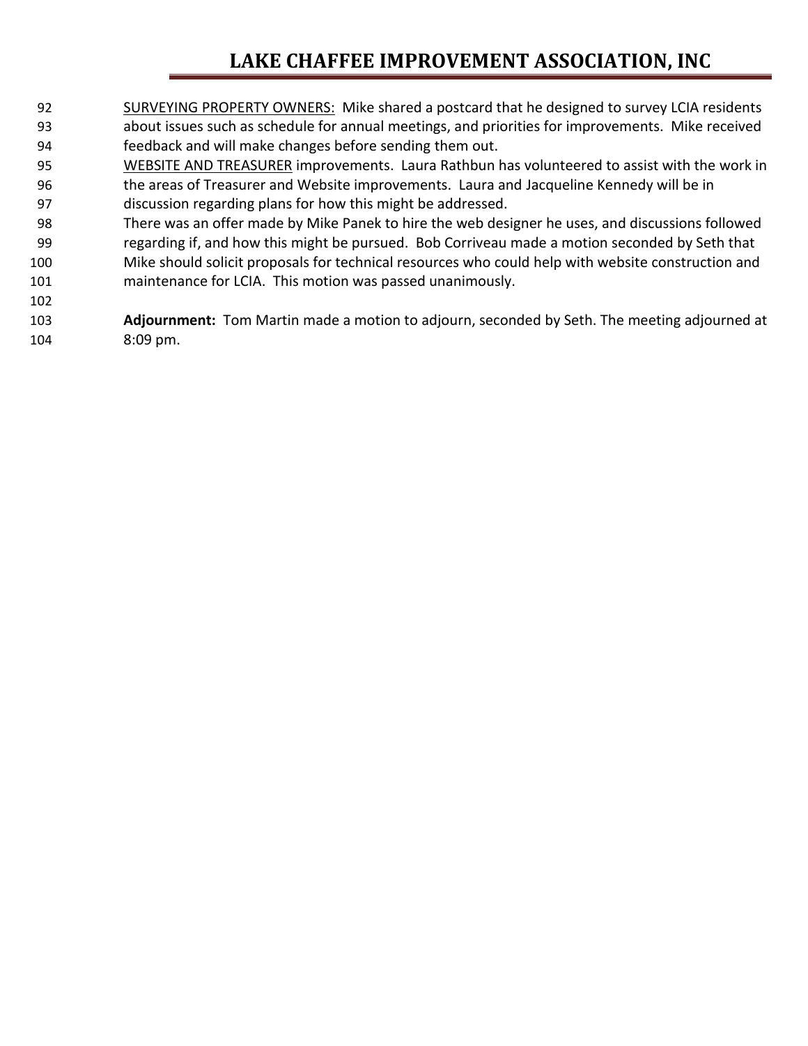SURVEYING PROPERTY OWNERS: Mike shared a postcard that he designed to survey LCIA residents about issues such as schedule for annual meetings, and priorities for improvements. Mike received feedback and will make changes before sending them out.

WEBSITE AND TREASURER improvements. Laura Rathbun has volunteered to assist with the work in the areas of Treasurer and Website improvements. Laura and Jacqueline Kennedy will be in discussion regarding plans for how this might be addressed.

There was an offer made by Mike Panek to hire the web designer he uses, and discussions followed regarding if, and how this might be pursued. Bob Corriveau made a motion seconded by Seth that Mike should solicit proposals for technical resources who could help with website construction and maintenance for LCIA. This motion was passed unanimously.

**Adjournment:** Tom Martin made a motion to adjourn, seconded by Seth. The meeting adjourned at 8:09 pm.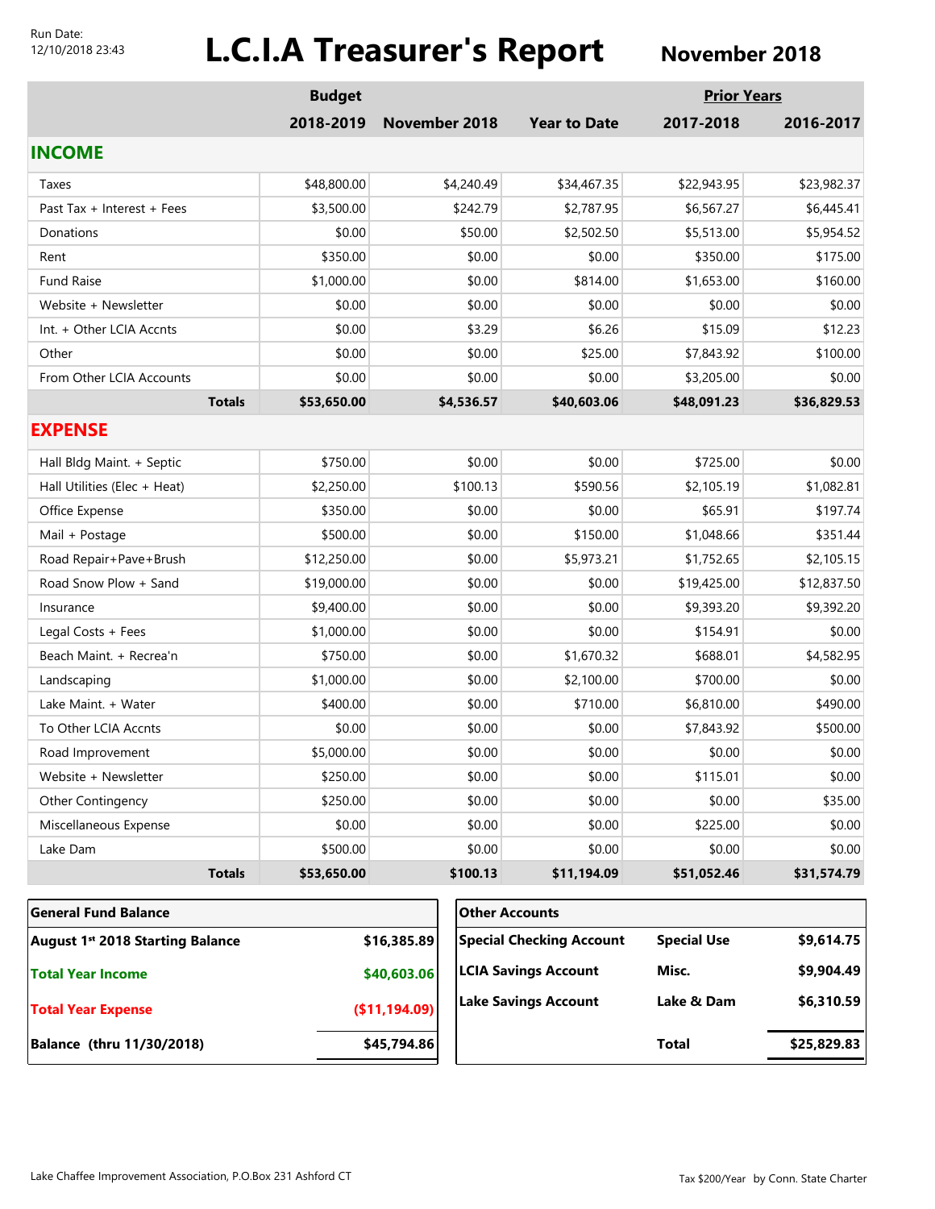Run Date: 12/10/2018 23:43

# L.C.I.A Treasurer's Report

## November 2018

| | Budget | | | Prior Years | |
|---|---|---|---|---|---|
| | 2018-2019 | November 2018 | Year to Date | 2017-2018 | 2016-2017 |
| **INCOME** | | | | | |
| Taxes | $48,800.00 | $4,240.49 | $34,467.35 | $22,943.95 | $23,982.37 |
| Past Tax + Interest + Fees | $3,500.00 | $242.79 | $2,787.95 | $6,567.27 | $6,445.41 |
| Donations | $0.00 | $50.00 | $2,502.50 | $5,513.00 | $5,954.52 |
| Rent | $350.00 | $0.00 | $0.00 | $350.00 | $175.00 |
| Fund Raise | $1,000.00 | $0.00 | $814.00 | $1,653.00 | $160.00 |
| Website + Newsletter | $0.00 | $0.00 | $0.00 | $0.00 | $0.00 |
| Int. + Other LCIA Accnts | $0.00 | $3.29 | $6.26 | $15.09 | $12.23 |
| Other | $0.00 | $0.00 | $25.00 | $7,843.92 | $100.00 |
| From Other LCIA Accounts | $0.00 | $0.00 | $0.00 | $3,205.00 | $0.00 |
| **Totals** | **$53,650.00** | **$4,536.57** | **$40,603.06** | **$48,091.23** | **$36,829.53** |
| **EXPENSE** | | | | | |
| Hall Bldg Maint. + Septic | $750.00 | $0.00 | $0.00 | $725.00 | $0.00 |
| Hall Utilities (Elec + Heat) | $2,250.00 | $100.13 | $590.56 | $2,105.19 | $1,082.81 |
| Office Expense | $350.00 | $0.00 | $0.00 | $65.91 | $197.74 |
| Mail + Postage | $500.00 | $0.00 | $150.00 | $1,048.66 | $351.44 |
| Road Repair+Pave+Brush | $12,250.00 | $0.00 | $5,973.21 | $1,752.65 | $2,105.15 |
| Road Snow Plow + Sand | $19,000.00 | $0.00 | $0.00 | $19,425.00 | $12,837.50 |
| Insurance | $9,400.00 | $0.00 | $0.00 | $9,393.20 | $9,392.20 |
| Legal Costs + Fees | $1,000.00 | $0.00 | $0.00 | $154.91 | $0.00 |
| Beach Maint. + Recrea'n | $750.00 | $0.00 | $1,670.32 | $688.01 | $4,582.95 |
| Landscaping | $1,000.00 | $0.00 | $2,100.00 | $700.00 | $0.00 |
| Lake Maint. + Water | $400.00 | $0.00 | $710.00 | $6,810.00 | $490.00 |
| To Other LCIA Accnts | $0.00 | $0.00 | $0.00 | $7,843.92 | $500.00 |
| Road Improvement | $5,000.00 | $0.00 | $0.00 | $0.00 | $0.00 |
| Website + Newsletter | $250.00 | $0.00 | $0.00 | $115.01 | $0.00 |
| Other Contingency | $250.00 | $0.00 | $0.00 | $0.00 | $35.00 |
| Miscellaneous Expense | $0.00 | $0.00 | $0.00 | $225.00 | $0.00 |
| Lake Dam | $500.00 | $0.00 | $0.00 | $0.00 | $0.00 |
| **Totals** | **$53,650.00** | **$100.13** | **$11,194.09** | **$51,052.46** | **$31,574.79** |

| General Fund Balance | |
|---|---|
| **August 1st 2018 Starting Balance** | **$16,385.89** |
| **Total Year Income** | **$40,603.06** |
| **Total Year Expense** | **($11,194.09)** |
| **Balance (thru 11/30/2018)** | **$45,794.86** |

| Other Accounts | | |
|---|---|---|
| **Special Checking Account** | **Special Use** | **$9,614.75** |
| **LCIA Savings Account** | **Misc.** | **$9,904.49** |
| **Lake Savings Account** | **Lake & Dam** | **$6,310.59** |
| | **Total** | **$25,829.83** |

Lake Chaffee Improvement Association, P.O.Box 231 Ashford CT

Tax $200/Year by Conn. State Charter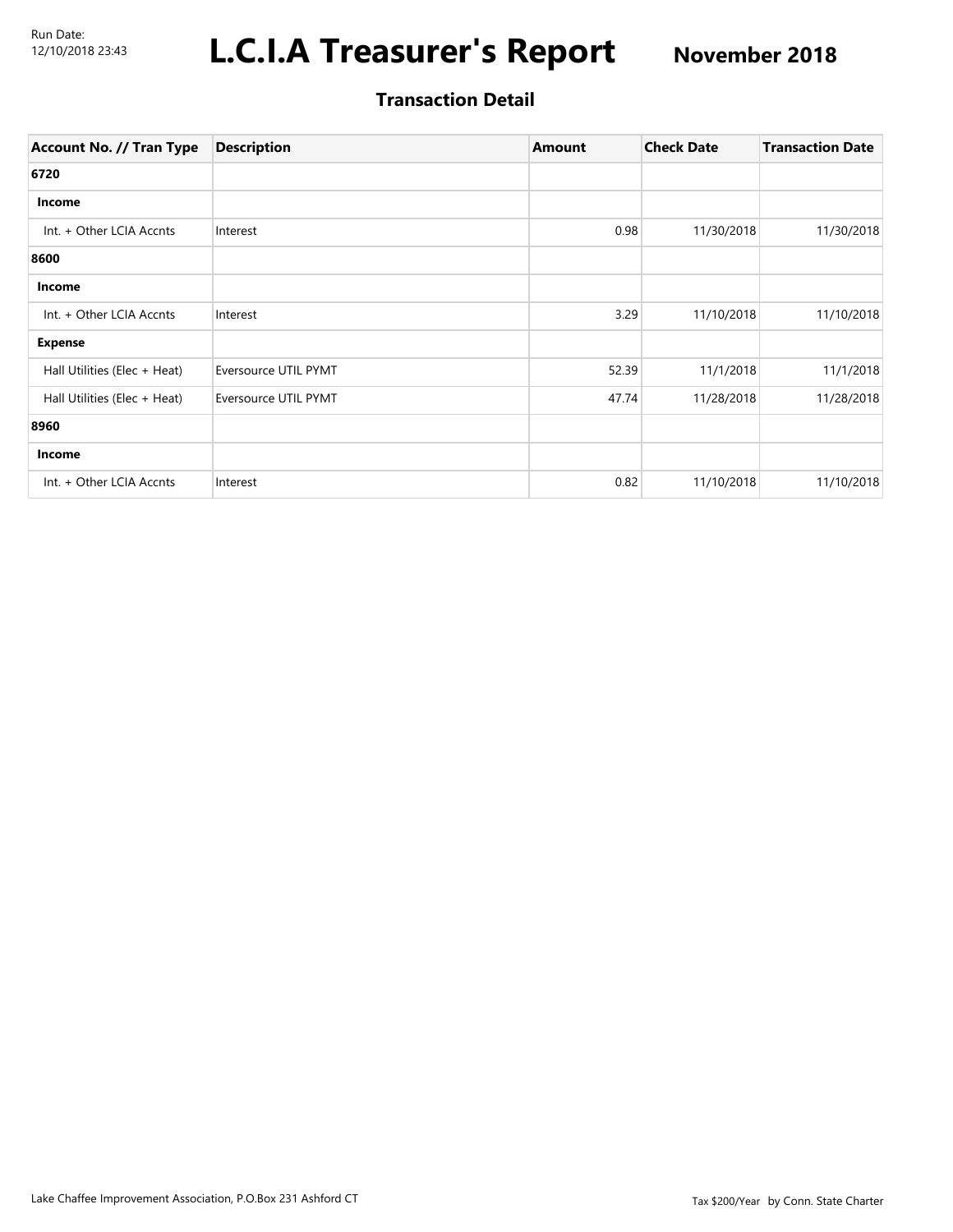Run Date:
12/10/2018 23:43

# L.C.I.A Treasurer's Report

## November 2018

### Transaction Detail

| Account No. // Tran Type | Description | Amount | Check Date | Transaction Date |
|---|---|---|---|---|
| **6720** | | | | |
| **Income** | | | | |
| Int. + Other LCIA Accnts | Interest | 0.98 | 11/30/2018 | 11/30/2018 |
| **8600** | | | | |
| **Income** | | | | |
| Int. + Other LCIA Accnts | Interest | 3.29 | 11/10/2018 | 11/10/2018 |
| **Expense** | | | | |
| Hall Utilities (Elec + Heat) | Eversource UTIL PYMT | 52.39 | 11/1/2018 | 11/1/2018 |
| Hall Utilities (Elec + Heat) | Eversource UTIL PYMT | 47.74 | 11/28/2018 | 11/28/2018 |
| **8960** | | | | |
| **Income** | | | | |
| Int. + Other LCIA Accnts | Interest | 0.82 | 11/10/2018 | 11/10/2018 |

Lake Chaffee Improvement Association, P.O.Box 231 Ashford CT

Tax $200/Year by Conn. State Charter